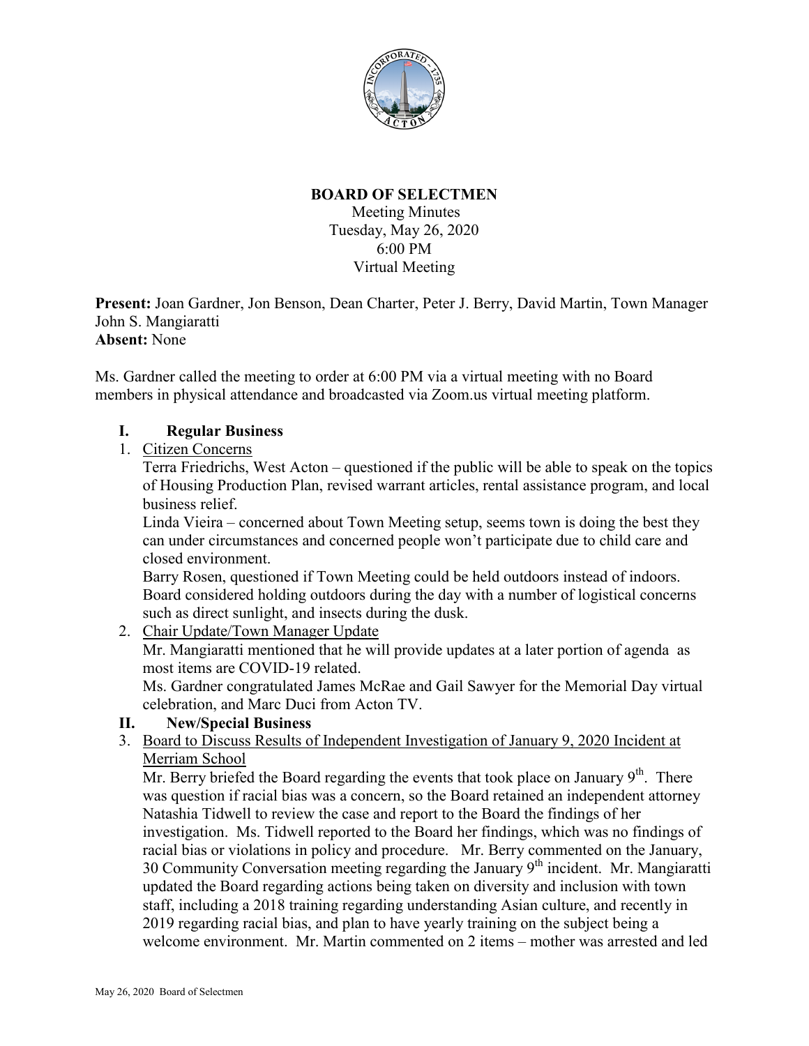# BOARD OF SELECTMEN

Meeting Minutes
Tuesday, May 26, 2020
6:00 PM
Virtual Meeting

**Present:** Joan Gardner, Jon Benson, Dean Charter, Peter J. Berry, David Martin, Town Manager John S. Mangiaratti
**Absent:** None

Ms. Gardner called the meeting to order at 6:00 PM via a virtual meeting with no Board members in physical attendance and broadcasted via Zoom.us virtual meeting platform.

## I. Regular Business

1. Citizen Concerns
   Terra Friedrichs, West Acton – questioned if the public will be able to speak on the topics of Housing Production Plan, revised warrant articles, rental assistance program, and local business relief.
   Linda Vieira – concerned about Town Meeting setup, seems town is doing the best they can under circumstances and concerned people won't participate due to child care and closed environment.
   Barry Rosen, questioned if Town Meeting could be held outdoors instead of indoors. Board considered holding outdoors during the day with a number of logistical concerns such as direct sunlight, and insects during the dusk.
2. Chair Update/Town Manager Update
   Mr. Mangiaratti mentioned that he will provide updates at a later portion of agenda as most items are COVID-19 related.
   Ms. Gardner congratulated James McRae and Gail Sawyer for the Memorial Day virtual celebration, and Marc Duci from Acton TV.

## II. New/Special Business

3. Board to Discuss Results of Independent Investigation of January 9, 2020 Incident at Merriam School
   Mr. Berry briefed the Board regarding the events that took place on January 9th. There was question if racial bias was a concern, so the Board retained an independent attorney Natashia Tidwell to review the case and report to the Board the findings of her investigation. Ms. Tidwell reported to the Board her findings, which was no findings of racial bias or violations in policy and procedure. Mr. Berry commented on the January, 30 Community Conversation meeting regarding the January 9th incident. Mr. Mangiaratti updated the Board regarding actions being taken on diversity and inclusion with town staff, including a 2018 training regarding understanding Asian culture, and recently in 2019 regarding racial bias, and plan to have yearly training on the subject being a welcome environment. Mr. Martin commented on 2 items – mother was arrested and led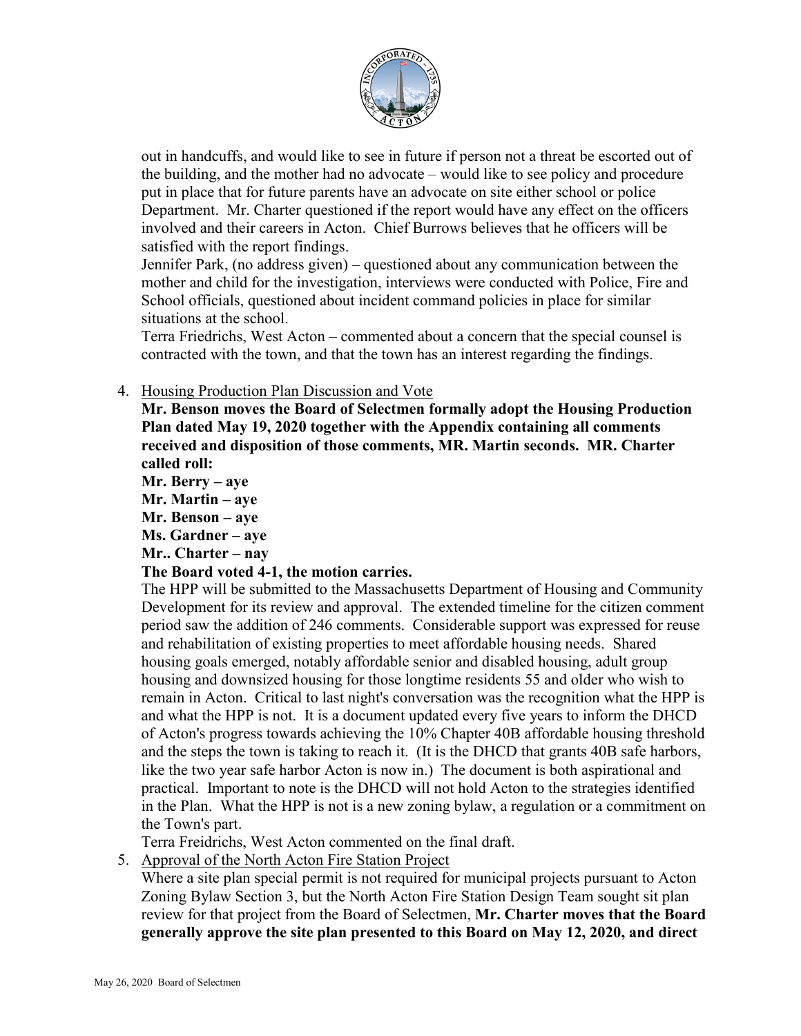out in handcuffs, and would like to see in future if person not a threat be escorted out of the building, and the mother had no advocate – would like to see policy and procedure put in place that for future parents have an advocate on site either school or police Department. Mr. Charter questioned if the report would have any effect on the officers involved and their careers in Acton. Chief Burrows believes that he officers will be satisfied with the report findings.

Jennifer Park, (no address given) – questioned about any communication between the mother and child for the investigation, interviews were conducted with Police, Fire and School officials, questioned about incident command policies in place for similar situations at the school.

Terra Friedrichs, West Acton – commented about a concern that the special counsel is contracted with the town, and that the town has an interest regarding the findings.

4. Housing Production Plan Discussion and Vote

   **Mr. Benson moves the Board of Selectmen formally adopt the Housing Production Plan dated May 19, 2020 together with the Appendix containing all comments received and disposition of those comments, MR. Martin seconds. MR. Charter called roll:**

   **Mr. Berry – aye**
   **Mr. Martin – aye**
   **Mr. Benson – aye**
   **Ms. Gardner – aye**
   **Mr.. Charter – nay**

   **The Board voted 4-1, the motion carries.**

   The HPP will be submitted to the Massachusetts Department of Housing and Community Development for its review and approval. The extended timeline for the citizen comment period saw the addition of 246 comments. Considerable support was expressed for reuse and rehabilitation of existing properties to meet affordable housing needs. Shared housing goals emerged, notably affordable senior and disabled housing, adult group housing and downsized housing for those longtime residents 55 and older who wish to remain in Acton. Critical to last night's conversation was the recognition what the HPP is and what the HPP is not. It is a document updated every five years to inform the DHCD of Acton's progress towards achieving the 10% Chapter 40B affordable housing threshold and the steps the town is taking to reach it. (It is the DHCD that grants 40B safe harbors, like the two year safe harbor Acton is now in.) The document is both aspirational and practical. Important to note is the DHCD will not hold Acton to the strategies identified in the Plan. What the HPP is not is a new zoning bylaw, a regulation or a commitment on the Town's part.

   Terra Freidrichs, West Acton commented on the final draft.

5. Approval of the North Acton Fire Station Project

   Where a site plan special permit is not required for municipal projects pursuant to Acton Zoning Bylaw Section 3, but the North Acton Fire Station Design Team sought sit plan review for that project from the Board of Selectmen, **Mr. Charter moves that the Board generally approve the site plan presented to this Board on May 12, 2020, and direct**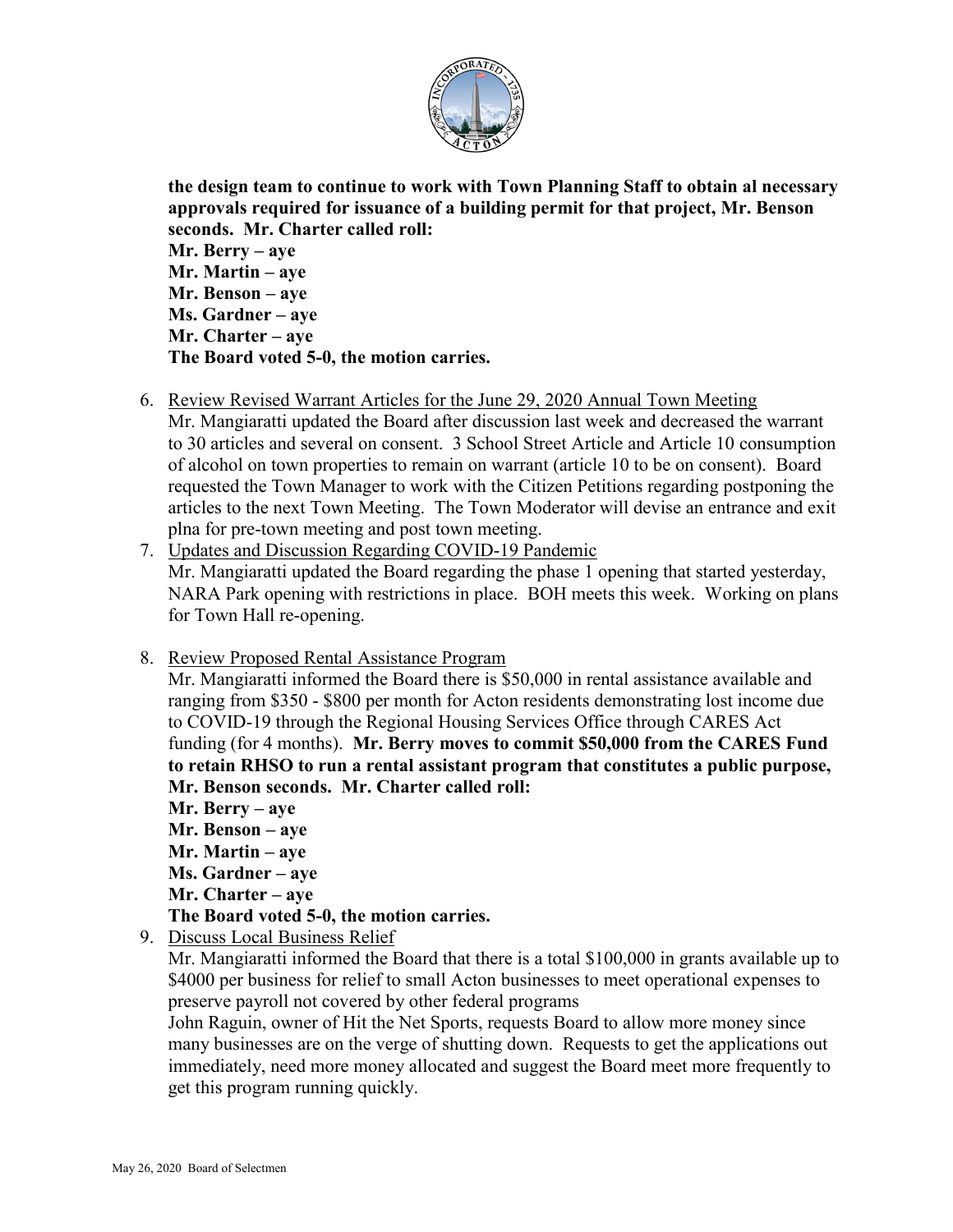**the design team to continue to work with Town Planning Staff to obtain al necessary approvals required for issuance of a building permit for that project, Mr. Benson seconds. Mr. Charter called roll:**
**Mr. Berry – aye**
**Mr. Martin – aye**
**Mr. Benson – aye**
**Ms. Gardner – aye**
**Mr. Charter – aye**
**The Board voted 5-0, the motion carries.**

6. Review Revised Warrant Articles for the June 29, 2020 Annual Town Meeting
   Mr. Mangiaratti updated the Board after discussion last week and decreased the warrant to 30 articles and several on consent. 3 School Street Article and Article 10 consumption of alcohol on town properties to remain on warrant (article 10 to be on consent). Board requested the Town Manager to work with the Citizen Petitions regarding postponing the articles to the next Town Meeting. The Town Moderator will devise an entrance and exit plna for pre-town meeting and post town meeting.
7. Updates and Discussion Regarding COVID-19 Pandemic
   Mr. Mangiaratti updated the Board regarding the phase 1 opening that started yesterday, NARA Park opening with restrictions in place. BOH meets this week. Working on plans for Town Hall re-opening.
8. Review Proposed Rental Assistance Program
   Mr. Mangiaratti informed the Board there is $50,000 in rental assistance available and ranging from $350 - $800 per month for Acton residents demonstrating lost income due to COVID-19 through the Regional Housing Services Office through CARES Act funding (for 4 months). **Mr. Berry moves to commit $50,000 from the CARES Fund to retain RHSO to run a rental assistant program that constitutes a public purpose, Mr. Benson seconds. Mr. Charter called roll:**
   **Mr. Berry – aye**
   **Mr. Benson – aye**
   **Mr. Martin – aye**
   **Ms. Gardner – aye**
   **Mr. Charter – aye**
   **The Board voted 5-0, the motion carries.**
9. Discuss Local Business Relief
   Mr. Mangiaratti informed the Board that there is a total $100,000 in grants available up to $4000 per business for relief to small Acton businesses to meet operational expenses to preserve payroll not covered by other federal programs
   John Raguin, owner of Hit the Net Sports, requests Board to allow more money since many businesses are on the verge of shutting down. Requests to get the applications out immediately, need more money allocated and suggest the Board meet more frequently to get this program running quickly.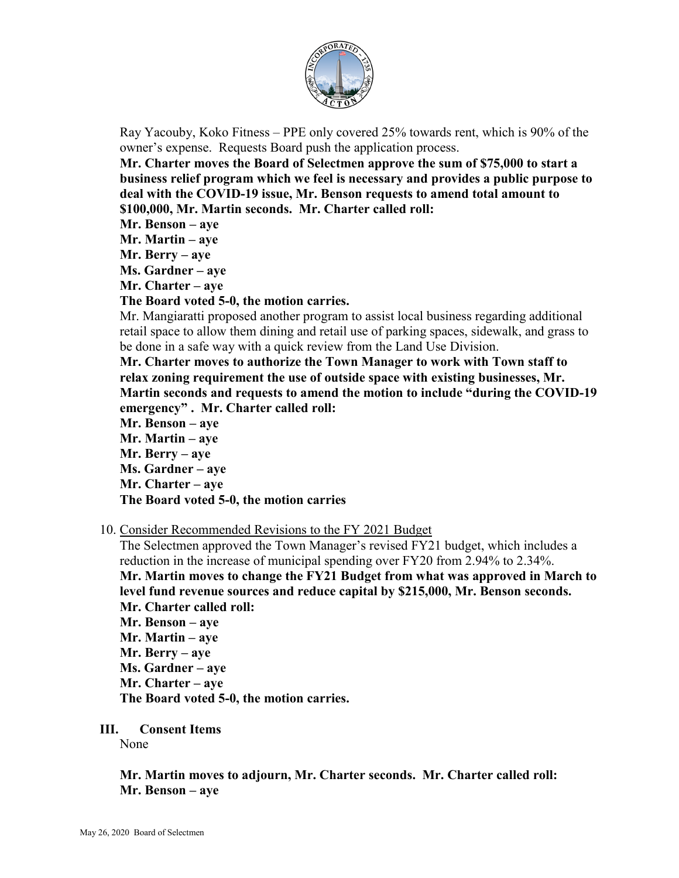Ray Yacouby, Koko Fitness – PPE only covered 25% towards rent, which is 90% of the owner's expense. Requests Board push the application process.

**Mr. Charter moves the Board of Selectmen approve the sum of $75,000 to start a business relief program which we feel is necessary and provides a public purpose to deal with the COVID-19 issue, Mr. Benson requests to amend total amount to $100,000, Mr. Martin seconds. Mr. Charter called roll:**
**Mr. Benson – aye**
**Mr. Martin – aye**
**Mr. Berry – aye**
**Ms. Gardner – aye**
**Mr. Charter – aye**
**The Board voted 5-0, the motion carries.**

Mr. Mangiaratti proposed another program to assist local business regarding additional retail space to allow them dining and retail use of parking spaces, sidewalk, and grass to be done in a safe way with a quick review from the Land Use Division.

**Mr. Charter moves to authorize the Town Manager to work with Town staff to relax zoning requirement the use of outside space with existing businesses, Mr. Martin seconds and requests to amend the motion to include "during the COVID-19 emergency" . Mr. Charter called roll:**
**Mr. Benson – aye**
**Mr. Martin – aye**
**Mr. Berry – aye**
**Ms. Gardner – aye**
**Mr. Charter – aye**
**The Board voted 5-0, the motion carries**

10. Consider Recommended Revisions to the FY 2021 Budget

The Selectmen approved the Town Manager's revised FY21 budget, which includes a reduction in the increase of municipal spending over FY20 from 2.94% to 2.34%.

**Mr. Martin moves to change the FY21 Budget from what was approved in March to level fund revenue sources and reduce capital by $215,000, Mr. Benson seconds.**
**Mr. Charter called roll:**
**Mr. Benson – aye**
**Mr. Martin – aye**
**Mr. Berry – aye**
**Ms. Gardner – aye**
**Mr. Charter – aye**
**The Board voted 5-0, the motion carries.**

## III. Consent Items

None

**Mr. Martin moves to adjourn, Mr. Charter seconds. Mr. Charter called roll:**
**Mr. Benson – aye**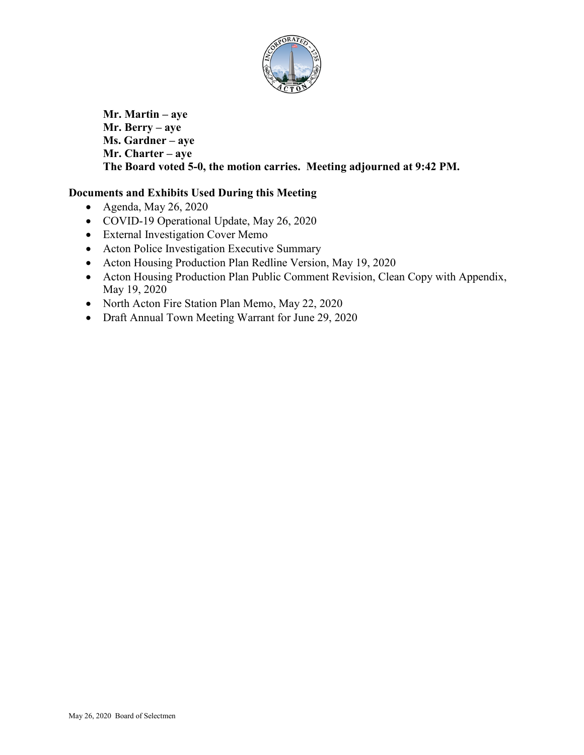**Mr. Martin – aye**
**Mr. Berry – aye**
**Ms. Gardner – aye**
**Mr. Charter – aye**
**The Board voted 5-0, the motion carries. Meeting adjourned at 9:42 PM.**

**Documents and Exhibits Used During this Meeting**

- Agenda, May 26, 2020
- COVID-19 Operational Update, May 26, 2020
- External Investigation Cover Memo
- Acton Police Investigation Executive Summary
- Acton Housing Production Plan Redline Version, May 19, 2020
- Acton Housing Production Plan Public Comment Revision, Clean Copy with Appendix, May 19, 2020
- North Acton Fire Station Plan Memo, May 22, 2020
- Draft Annual Town Meeting Warrant for June 29, 2020